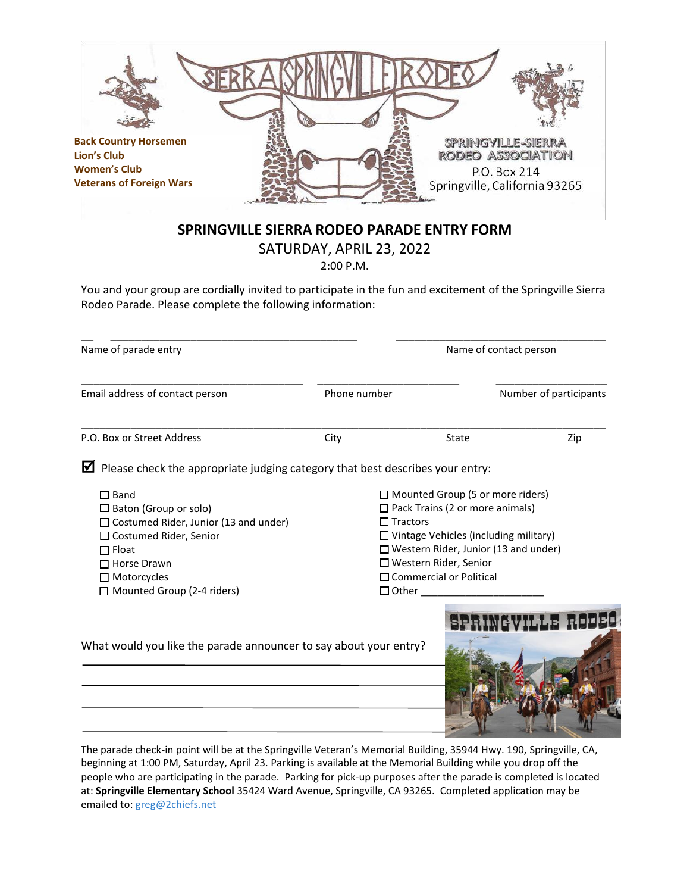Back Country Horsemen
Lion's Club
Women's Club
Veterans of Foreign Wars

SPRINGVILLE-SIERRA RODEO ASSOCIATION
P.O. Box 214
Springville, California 93265

## SPRINGVILLE SIERRA RODEO PARADE ENTRY FORM

SATURDAY, APRIL 23, 2022

2:00 P.M.

You and your group are cordially invited to participate in the fun and excitement of the Springville Sierra Rodeo Parade. Please complete the following information:

______________________________ ______________________________
Name of parade entry — Name of contact person

______________________________ __________________ ______________
Email address of contact person — Phone number — Number of participants

____________________________________________________________
P.O. Box or Street Address — City — State — Zip

☑ Please check the appropriate judging category that best describes your entry:

- ☐ Band
- ☐ Baton (Group or solo)
- ☐ Costumed Rider, Junior (13 and under)
- ☐ Costumed Rider, Senior
- ☐ Float
- ☐ Horse Drawn
- ☐ Motorcycles
- ☐ Mounted Group (2-4 riders)
- ☐ Mounted Group (5 or more riders)
- ☐ Pack Trains (2 or more animals)
- ☐ Tractors
- ☐ Vintage Vehicles (including military)
- ☐ Western Rider, Junior (13 and under)
- ☐ Western Rider, Senior
- ☐ Commercial or Political
- ☐ Other ____________________

What would you like the parade announcer to say about your entry?

____________________________________________________________

____________________________________________________________

____________________________________________________________

____________________________________________________________

The parade check-in point will be at the Springville Veteran's Memorial Building, 35944 Hwy. 190, Springville, CA, beginning at 1:00 PM, Saturday, April 23. Parking is available at the Memorial Building while you drop off the people who are participating in the parade. Parking for pick-up purposes after the parade is completed is located at: **Springville Elementary School** 35424 Ward Avenue, Springville, CA 93265. Completed application may be emailed to: greg@2chiefs.net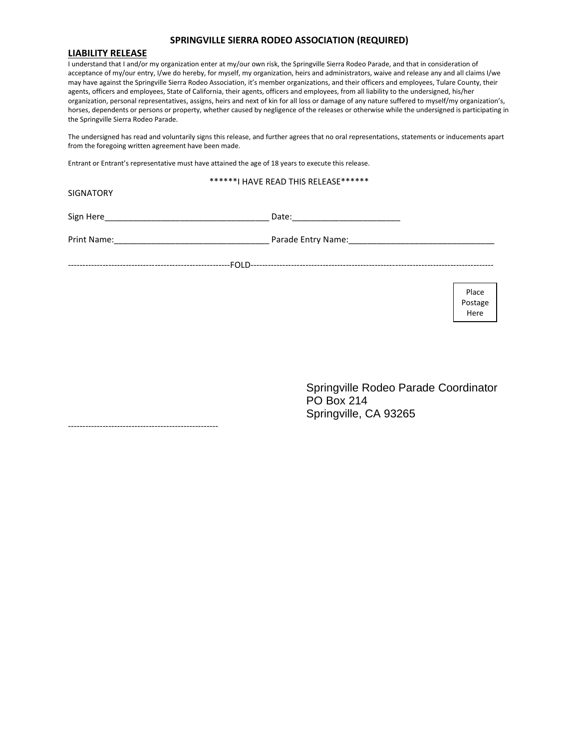**SPRINGVILLE SIERRA RODEO ASSOCIATION (REQUIRED)**

## LIABILITY RELEASE

I understand that I and/or my organization enter at my/our own risk, the Springville Sierra Rodeo Parade, and that in consideration of acceptance of my/our entry, I/we do hereby, for myself, my organization, heirs and administrators, waive and release any and all claims I/we may have against the Springville Sierra Rodeo Association, it's member organizations, and their officers and employees, Tulare County, their agents, officers and employees, State of California, their agents, officers and employees, from all liability to the undersigned, his/her organization, personal representatives, assigns, heirs and next of kin for all loss or damage of any nature suffered to myself/my organization's, horses, dependents or persons or property, whether caused by negligence of the releases or otherwise while the undersigned is participating in the Springville Sierra Rodeo Parade.

The undersigned has read and voluntarily signs this release, and further agrees that no oral representations, statements or inducements apart from the foregoing written agreement have been made.

Entrant or Entrant's representative must have attained the age of 18 years to execute this release.

******I HAVE READ THIS RELEASE******

SIGNATORY

Sign Here___________________________________ Date:_______________________

Print Name:_________________________________ Parade Entry Name:______________________________

--------------------------------------------------------FOLD------------------------------------------------------------------------------------

Place Postage Here

Springville Rodeo Parade Coordinator
PO Box 214
Springville, CA 93265

----------------------------------------------------